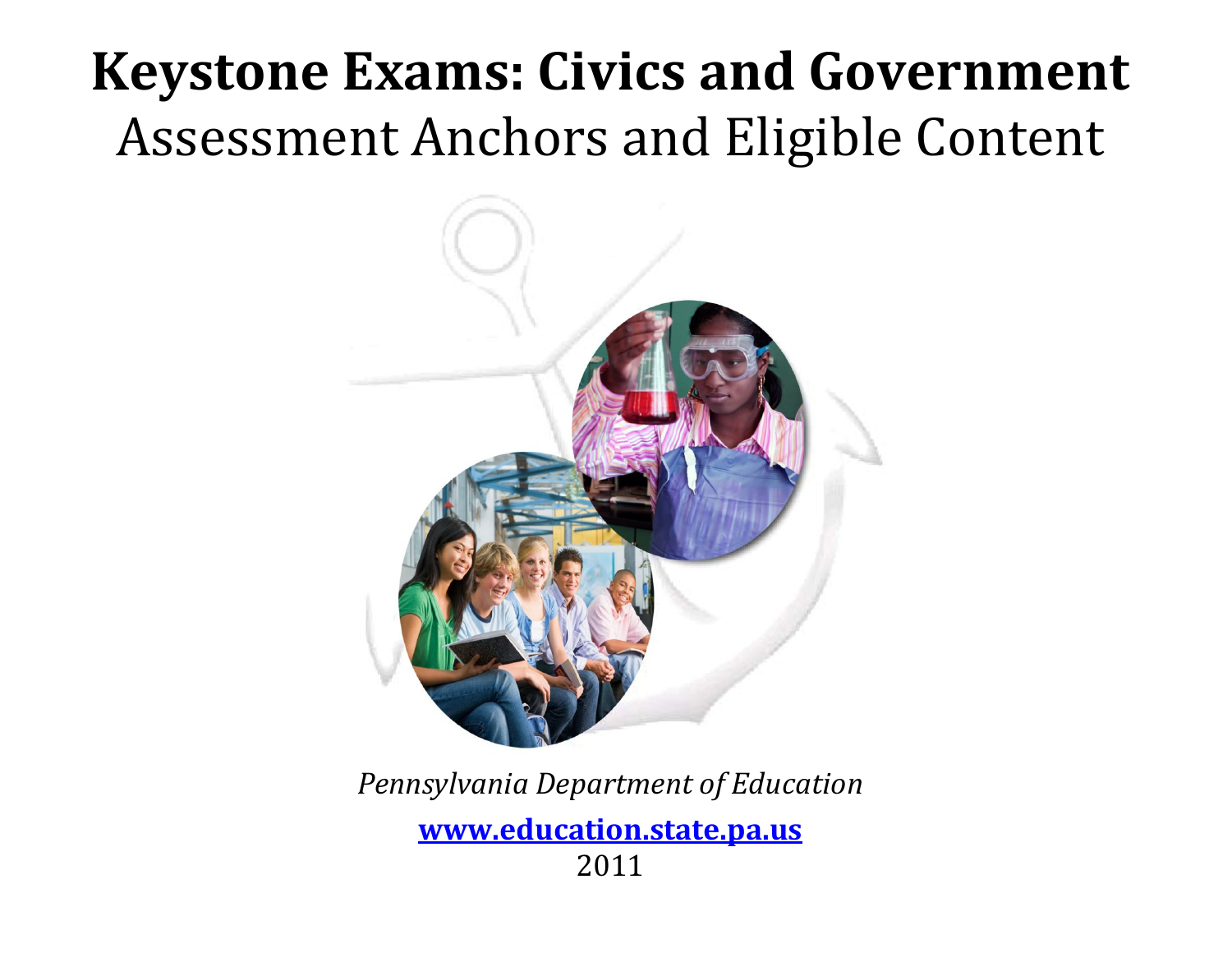# **Keystone Exams: Civics and Government**

## Assessment Anchors and Eligible Content

*Pennsylvania Department of Education*

**www.education.state.pa.us**

2011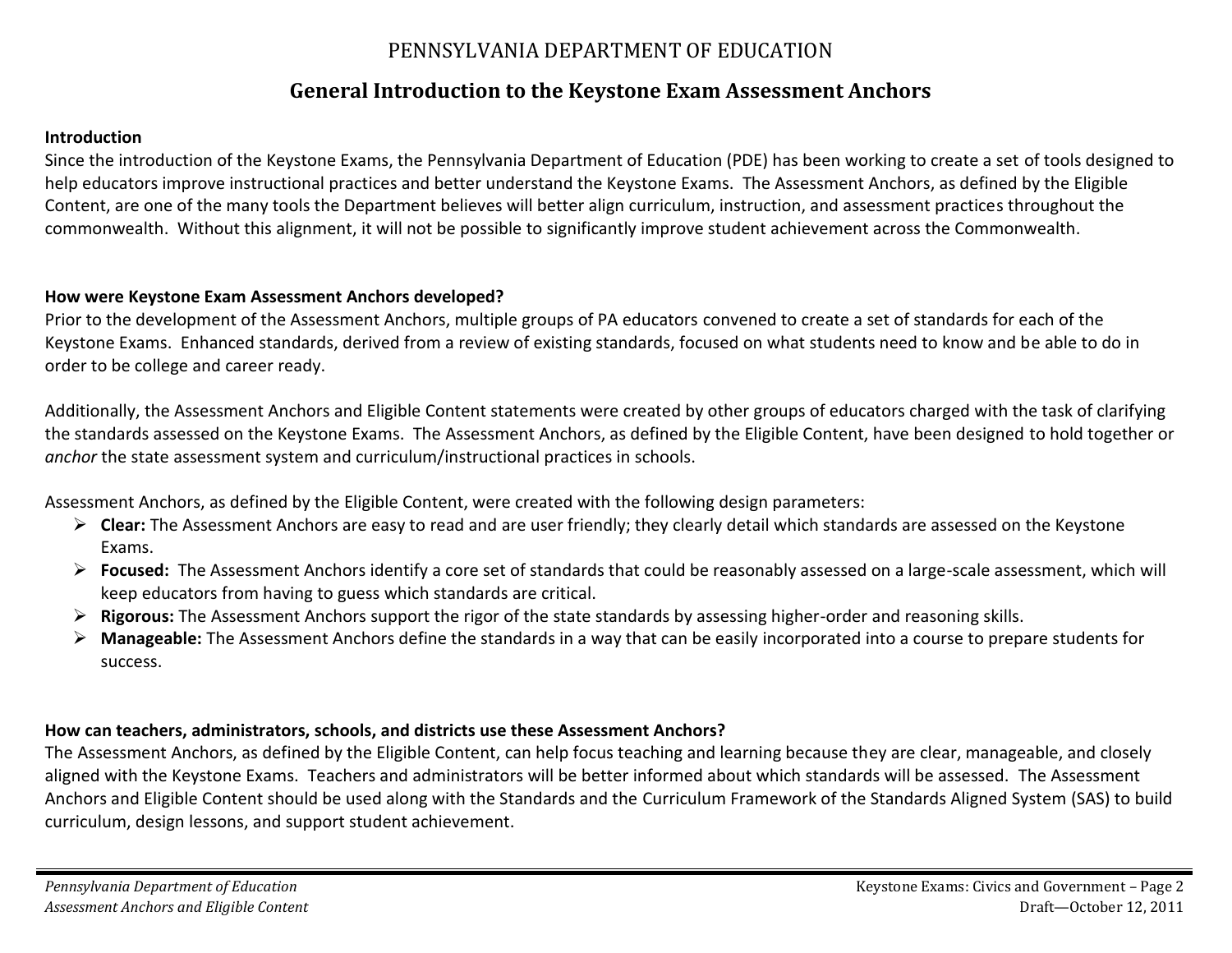PENNSYLVANIA DEPARTMENT OF EDUCATION

# General Introduction to the Keystone Exam Assessment Anchors

**Introduction**

Since the introduction of the Keystone Exams, the Pennsylvania Department of Education (PDE) has been working to create a set of tools designed to help educators improve instructional practices and better understand the Keystone Exams. The Assessment Anchors, as defined by the Eligible Content, are one of the many tools the Department believes will better align curriculum, instruction, and assessment practices throughout the commonwealth. Without this alignment, it will not be possible to significantly improve student achievement across the Commonwealth.

**How were Keystone Exam Assessment Anchors developed?**

Prior to the development of the Assessment Anchors, multiple groups of PA educators convened to create a set of standards for each of the Keystone Exams. Enhanced standards, derived from a review of existing standards, focused on what students need to know and be able to do in order to be college and career ready.

Additionally, the Assessment Anchors and Eligible Content statements were created by other groups of educators charged with the task of clarifying the standards assessed on the Keystone Exams. The Assessment Anchors, as defined by the Eligible Content, have been designed to hold together or *anchor* the state assessment system and curriculum/instructional practices in schools.

Assessment Anchors, as defined by the Eligible Content, were created with the following design parameters:

- **Clear:** The Assessment Anchors are easy to read and are user friendly; they clearly detail which standards are assessed on the Keystone Exams.
- **Focused:** The Assessment Anchors identify a core set of standards that could be reasonably assessed on a large-scale assessment, which will keep educators from having to guess which standards are critical.
- **Rigorous:** The Assessment Anchors support the rigor of the state standards by assessing higher-order and reasoning skills.
- **Manageable:** The Assessment Anchors define the standards in a way that can be easily incorporated into a course to prepare students for success.

**How can teachers, administrators, schools, and districts use these Assessment Anchors?**

The Assessment Anchors, as defined by the Eligible Content, can help focus teaching and learning because they are clear, manageable, and closely aligned with the Keystone Exams. Teachers and administrators will be better informed about which standards will be assessed. The Assessment Anchors and Eligible Content should be used along with the Standards and the Curriculum Framework of the Standards Aligned System (SAS) to build curriculum, design lessons, and support student achievement.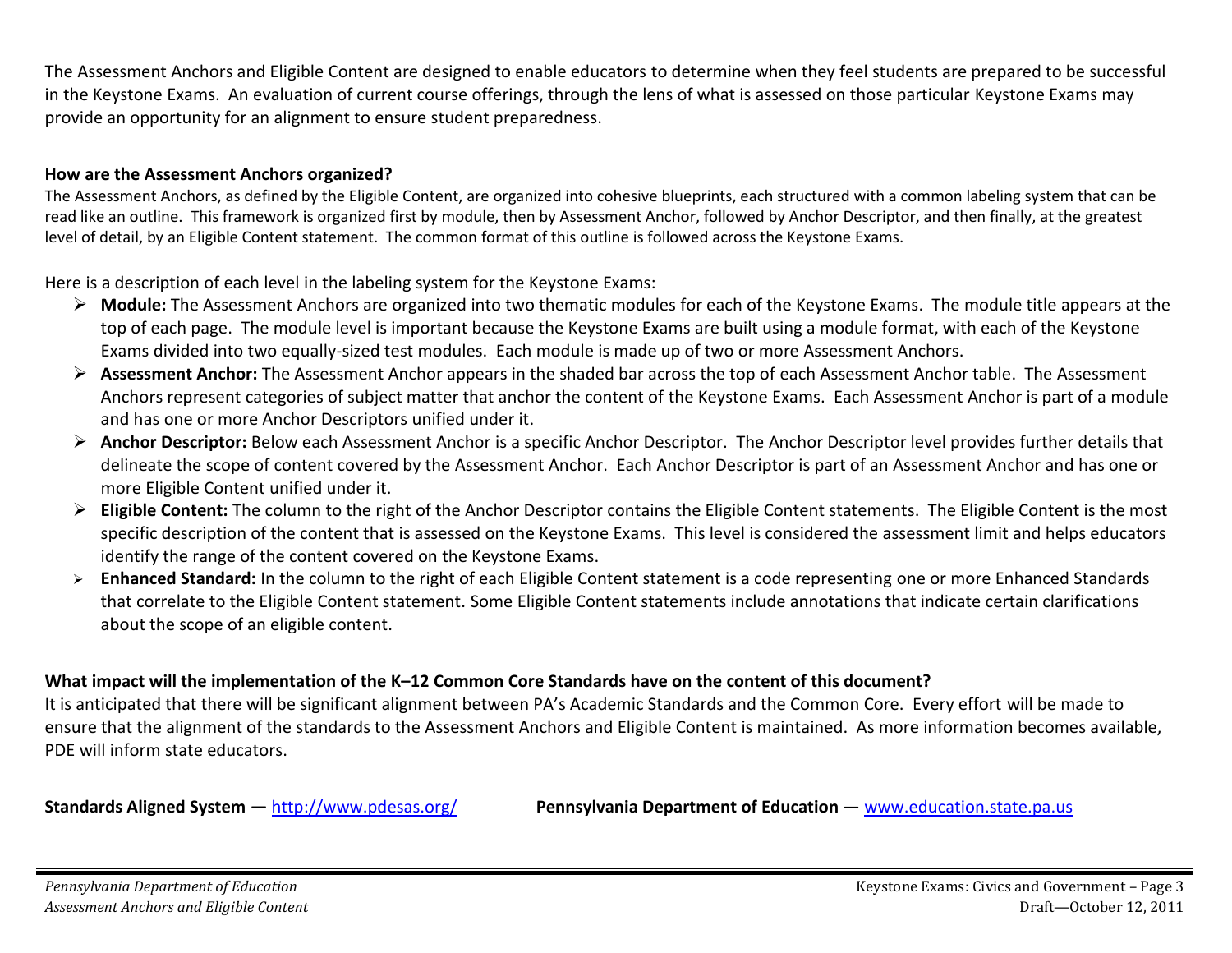The Assessment Anchors and Eligible Content are designed to enable educators to determine when they feel students are prepared to be successful in the Keystone Exams. An evaluation of current course offerings, through the lens of what is assessed on those particular Keystone Exams may provide an opportunity for an alignment to ensure student preparedness.

**How are the Assessment Anchors organized?**

The Assessment Anchors, as defined by the Eligible Content, are organized into cohesive blueprints, each structured with a common labeling system that can be read like an outline. This framework is organized first by module, then by Assessment Anchor, followed by Anchor Descriptor, and then finally, at the greatest level of detail, by an Eligible Content statement. The common format of this outline is followed across the Keystone Exams.

Here is a description of each level in the labeling system for the Keystone Exams:

- **Module:** The Assessment Anchors are organized into two thematic modules for each of the Keystone Exams. The module title appears at the top of each page. The module level is important because the Keystone Exams are built using a module format, with each of the Keystone Exams divided into two equally-sized test modules. Each module is made up of two or more Assessment Anchors.
- **Assessment Anchor:** The Assessment Anchor appears in the shaded bar across the top of each Assessment Anchor table. The Assessment Anchors represent categories of subject matter that anchor the content of the Keystone Exams. Each Assessment Anchor is part of a module and has one or more Anchor Descriptors unified under it.
- **Anchor Descriptor:** Below each Assessment Anchor is a specific Anchor Descriptor. The Anchor Descriptor level provides further details that delineate the scope of content covered by the Assessment Anchor. Each Anchor Descriptor is part of an Assessment Anchor and has one or more Eligible Content unified under it.
- **Eligible Content:** The column to the right of the Anchor Descriptor contains the Eligible Content statements. The Eligible Content is the most specific description of the content that is assessed on the Keystone Exams. This level is considered the assessment limit and helps educators identify the range of the content covered on the Keystone Exams.
- **Enhanced Standard:** In the column to the right of each Eligible Content statement is a code representing one or more Enhanced Standards that correlate to the Eligible Content statement. Some Eligible Content statements include annotations that indicate certain clarifications about the scope of an eligible content.

**What impact will the implementation of the K–12 Common Core Standards have on the content of this document?**

It is anticipated that there will be significant alignment between PA's Academic Standards and the Common Core. Every effort will be made to ensure that the alignment of the standards to the Assessment Anchors and Eligible Content is maintained. As more information becomes available, PDE will inform state educators.

**Standards Aligned System —** http://www.pdesas.org/ **Pennsylvania Department of Education** — www.education.state.pa.us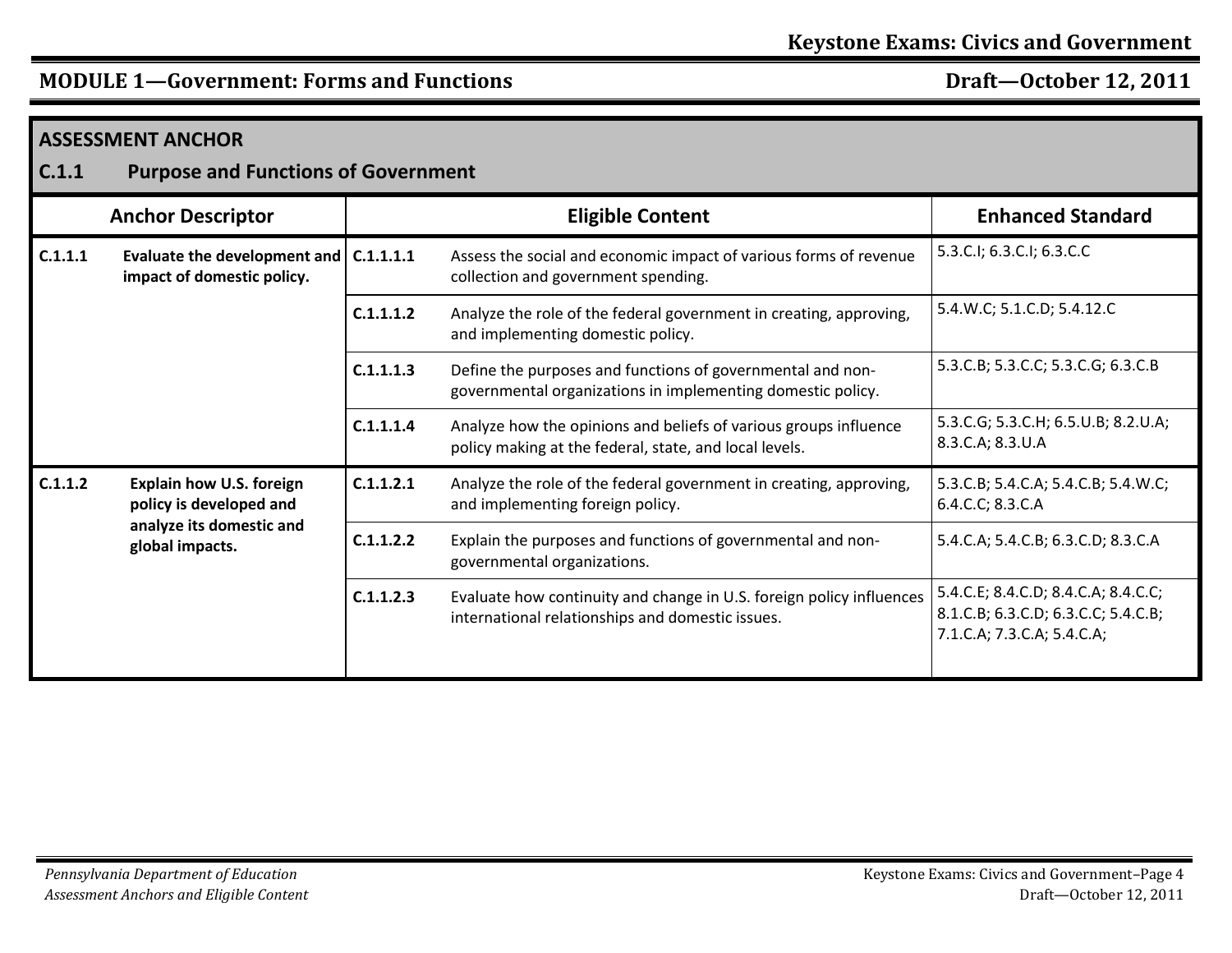## MODULE 1—Government: Forms and Functions

**ASSESSMENT ANCHOR**

**C.1.1 Purpose and Functions of Government**

| Anchor Descriptor | | Eligible Content | | Enhanced Standard |
|---|---|---|---|---|
| **C.1.1.1** | **Evaluate the development and impact of domestic policy.** | **C.1.1.1.1** | Assess the social and economic impact of various forms of revenue collection and government spending. | 5.3.C.I; 6.3.C.I; 6.3.C.C |
| | | **C.1.1.1.2** | Analyze the role of the federal government in creating, approving, and implementing domestic policy. | 5.4.W.C; 5.1.C.D; 5.4.12.C |
| | | **C.1.1.1.3** | Define the purposes and functions of governmental and non-governmental organizations in implementing domestic policy. | 5.3.C.B; 5.3.C.C; 5.3.C.G; 6.3.C.B |
| | | **C.1.1.1.4** | Analyze how the opinions and beliefs of various groups influence policy making at the federal, state, and local levels. | 5.3.C.G; 5.3.C.H; 6.5.U.B; 8.2.U.A; 8.3.C.A; 8.3.U.A |
| **C.1.1.2** | **Explain how U.S. foreign policy is developed and analyze its domestic and global impacts.** | **C.1.1.2.1** | Analyze the role of the federal government in creating, approving, and implementing foreign policy. | 5.3.C.B; 5.4.C.A; 5.4.C.B; 5.4.W.C; 6.4.C.C; 8.3.C.A |
| | | **C.1.1.2.2** | Explain the purposes and functions of governmental and non-governmental organizations. | 5.4.C.A; 5.4.C.B; 6.3.C.D; 8.3.C.A |
| | | **C.1.1.2.3** | Evaluate how continuity and change in U.S. foreign policy influences international relationships and domestic issues. | 5.4.C.E; 8.4.C.D; 8.4.C.A; 8.4.C.C; 8.1.C.B; 6.3.C.D; 6.3.C.C; 5.4.C.B; 7.1.C.A; 7.3.C.A; 5.4.C.A; |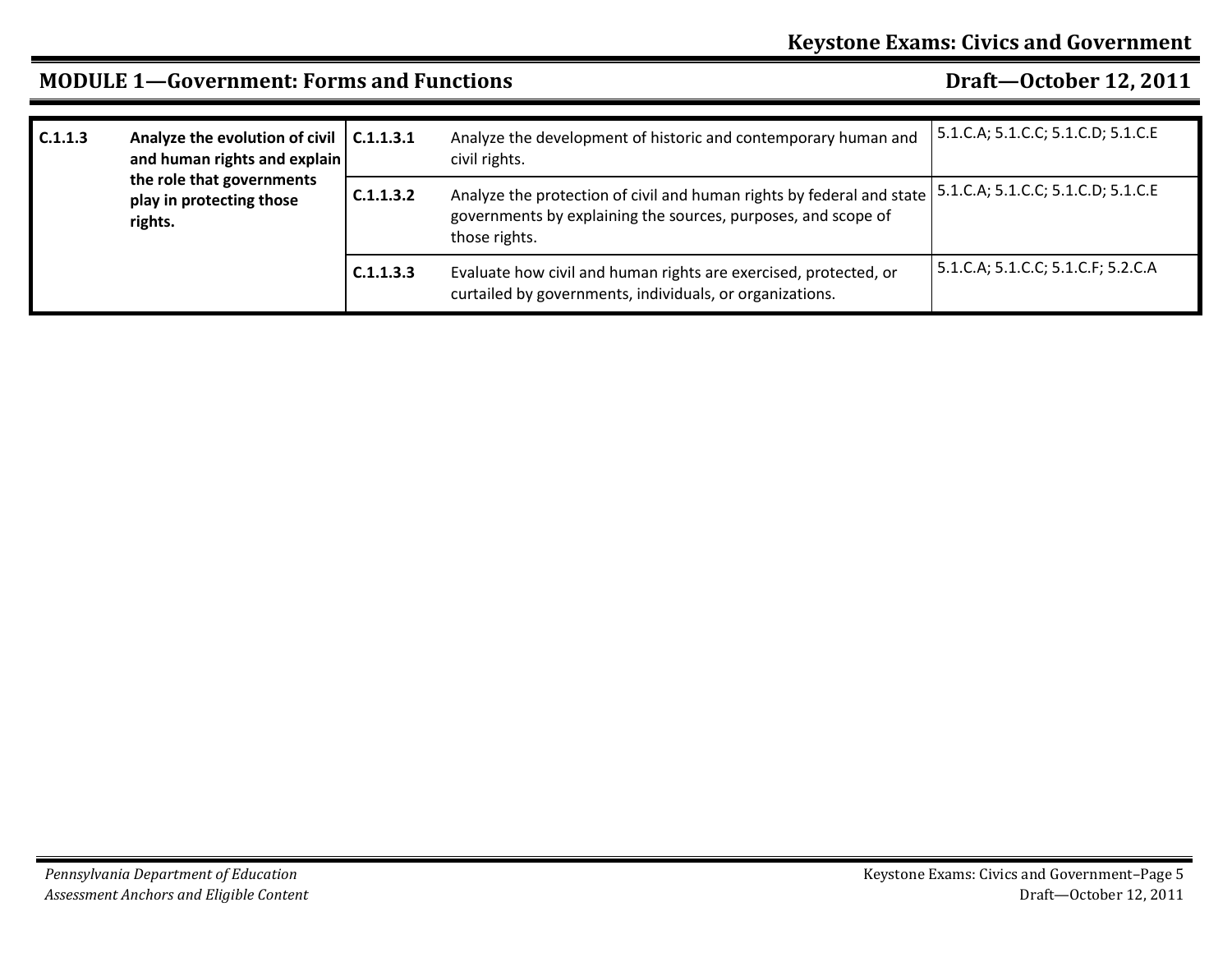| C.1.1.3 | Analyze the evolution of civil and human rights and explain the role that governments play in protecting those rights. | C.1.1.3.1 | Analyze the development of historic and contemporary human and civil rights. | 5.1.C.A; 5.1.C.C; 5.1.C.D; 5.1.C.E |
|---|---|---|---|---|
| | | C.1.1.3.2 | Analyze the protection of civil and human rights by federal and state governments by explaining the sources, purposes, and scope of those rights. | 5.1.C.A; 5.1.C.C; 5.1.C.D; 5.1.C.E |
| | | C.1.1.3.3 | Evaluate how civil and human rights are exercised, protected, or curtailed by governments, individuals, or organizations. | 5.1.C.A; 5.1.C.C; 5.1.C.F; 5.2.C.A |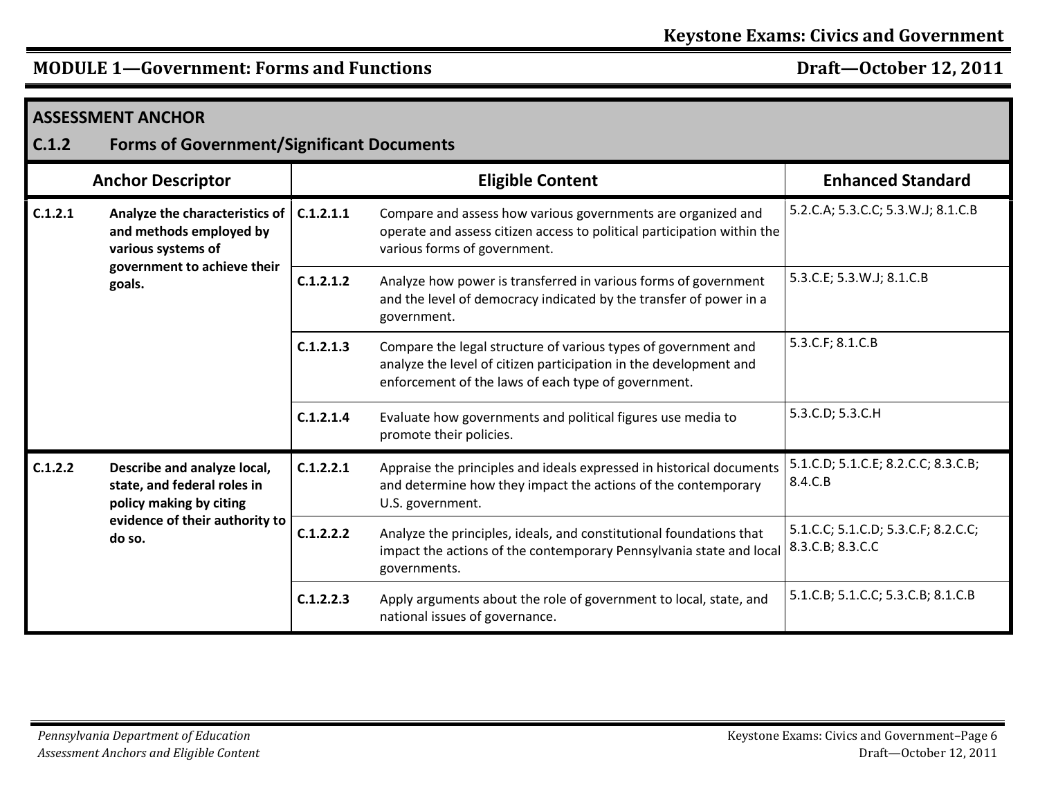## MODULE 1—Government: Forms and Functions

### ASSESSMENT ANCHOR

### C.1.2 Forms of Government/Significant Documents

| Anchor Descriptor | | Eligible Content | | Enhanced Standard |
|---|---|---|---|---|
| **C.1.2.1** | **Analyze the characteristics of and methods employed by various systems of government to achieve their goals.** | **C.1.2.1.1** | Compare and assess how various governments are organized and operate and assess citizen access to political participation within the various forms of government. | 5.2.C.A; 5.3.C.C; 5.3.W.J; 8.1.C.B |
| | | **C.1.2.1.2** | Analyze how power is transferred in various forms of government and the level of democracy indicated by the transfer of power in a government. | 5.3.C.E; 5.3.W.J; 8.1.C.B |
| | | **C.1.2.1.3** | Compare the legal structure of various types of government and analyze the level of citizen participation in the development and enforcement of the laws of each type of government. | 5.3.C.F; 8.1.C.B |
| | | **C.1.2.1.4** | Evaluate how governments and political figures use media to promote their policies. | 5.3.C.D; 5.3.C.H |
| **C.1.2.2** | **Describe and analyze local, state, and federal roles in policy making by citing evidence of their authority to do so.** | **C.1.2.2.1** | Appraise the principles and ideals expressed in historical documents and determine how they impact the actions of the contemporary U.S. government. | 5.1.C.D; 5.1.C.E; 8.2.C.C; 8.3.C.B; 8.4.C.B |
| | | **C.1.2.2.2** | Analyze the principles, ideals, and constitutional foundations that impact the actions of the contemporary Pennsylvania state and local governments. | 5.1.C.C; 5.1.C.D; 5.3.C.F; 8.2.C.C; 8.3.C.B; 8.3.C.C |
| | | **C.1.2.2.3** | Apply arguments about the role of government to local, state, and national issues of governance. | 5.1.C.B; 5.1.C.C; 5.3.C.B; 8.1.C.B |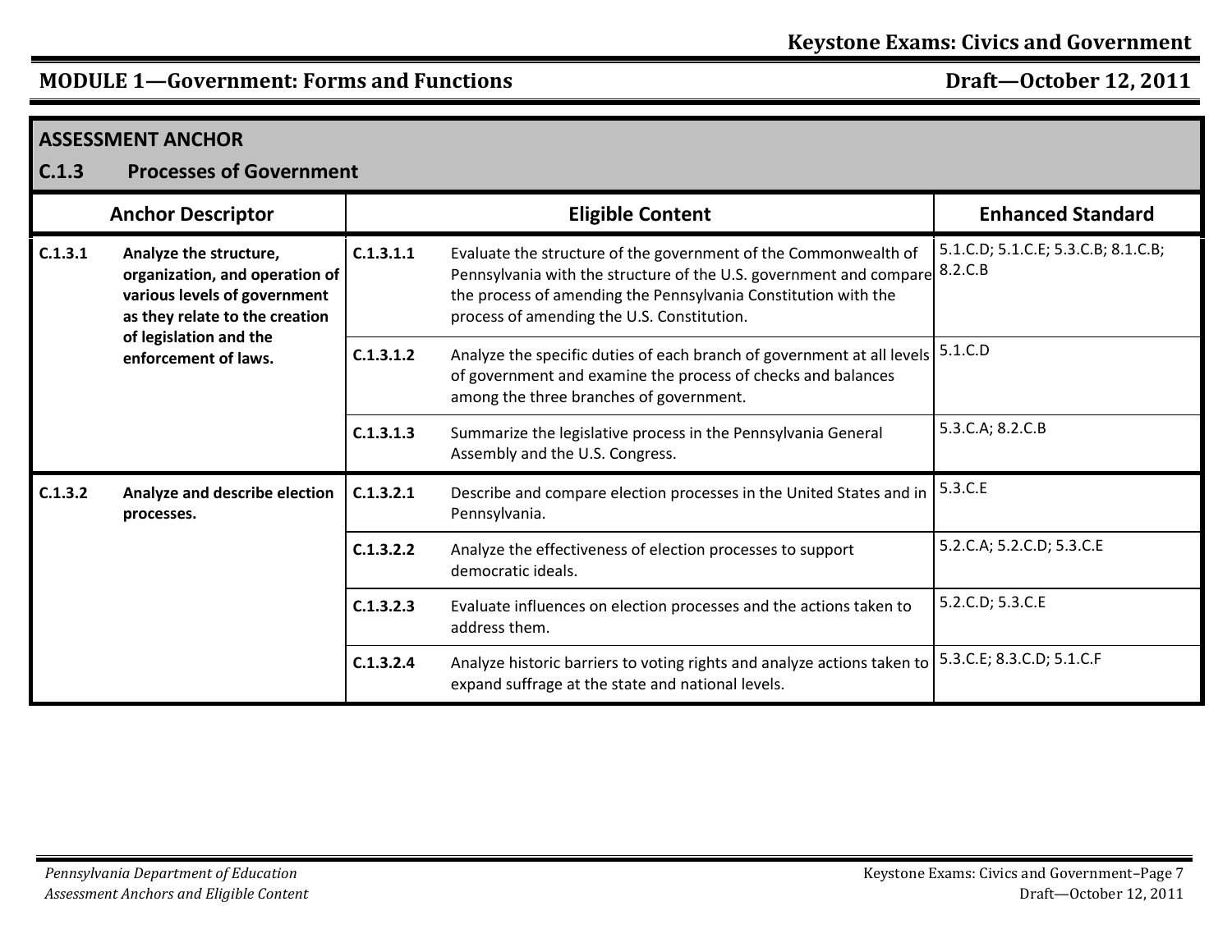## MODULE 1—Government: Forms and Functions

### ASSESSMENT ANCHOR

### C.1.3 Processes of Government

| Anchor Descriptor | | Eligible Content | | Enhanced Standard |
|---|---|---|---|---|
| **C.1.3.1** | **Analyze the structure, organization, and operation of various levels of government as they relate to the creation of legislation and the enforcement of laws.** | **C.1.3.1.1** | Evaluate the structure of the government of the Commonwealth of Pennsylvania with the structure of the U.S. government and compare the process of amending the Pennsylvania Constitution with the process of amending the U.S. Constitution. | 5.1.C.D; 5.1.C.E; 5.3.C.B; 8.1.C.B; 8.2.C.B |
| | | **C.1.3.1.2** | Analyze the specific duties of each branch of government at all levels of government and examine the process of checks and balances among the three branches of government. | 5.1.C.D |
| | | **C.1.3.1.3** | Summarize the legislative process in the Pennsylvania General Assembly and the U.S. Congress. | 5.3.C.A; 8.2.C.B |
| **C.1.3.2** | **Analyze and describe election processes.** | **C.1.3.2.1** | Describe and compare election processes in the United States and in Pennsylvania. | 5.3.C.E |
| | | **C.1.3.2.2** | Analyze the effectiveness of election processes to support democratic ideals. | 5.2.C.A; 5.2.C.D; 5.3.C.E |
| | | **C.1.3.2.3** | Evaluate influences on election processes and the actions taken to address them. | 5.2.C.D; 5.3.C.E |
| | | **C.1.3.2.4** | Analyze historic barriers to voting rights and analyze actions taken to expand suffrage at the state and national levels. | 5.3.C.E; 8.3.C.D; 5.1.C.F |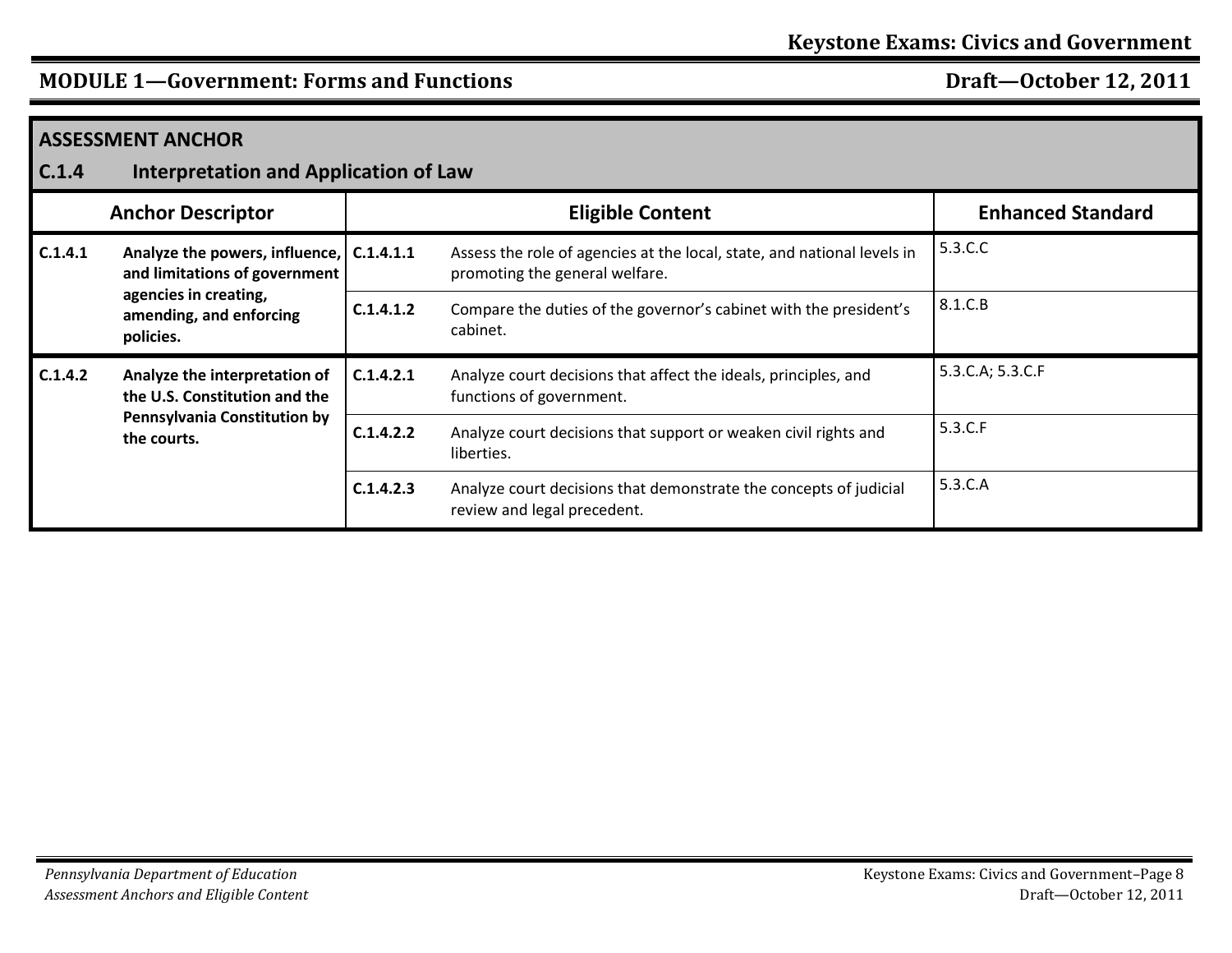## MODULE 1—Government: Forms and Functions

### ASSESSMENT ANCHOR

### C.1.4 Interpretation and Application of Law

| Anchor Descriptor | | Eligible Content | | Enhanced Standard |
|---|---|---|---|---|
| **C.1.4.1** | **Analyze the powers, influence, and limitations of government agencies in creating, amending, and enforcing policies.** | **C.1.4.1.1** | Assess the role of agencies at the local, state, and national levels in promoting the general welfare. | 5.3.C.C |
| | | **C.1.4.1.2** | Compare the duties of the governor's cabinet with the president's cabinet. | 8.1.C.B |
| **C.1.4.2** | **Analyze the interpretation of the U.S. Constitution and the Pennsylvania Constitution by the courts.** | **C.1.4.2.1** | Analyze court decisions that affect the ideals, principles, and functions of government. | 5.3.C.A; 5.3.C.F |
| | | **C.1.4.2.2** | Analyze court decisions that support or weaken civil rights and liberties. | 5.3.C.F |
| | | **C.1.4.2.3** | Analyze court decisions that demonstrate the concepts of judicial review and legal precedent. | 5.3.C.A |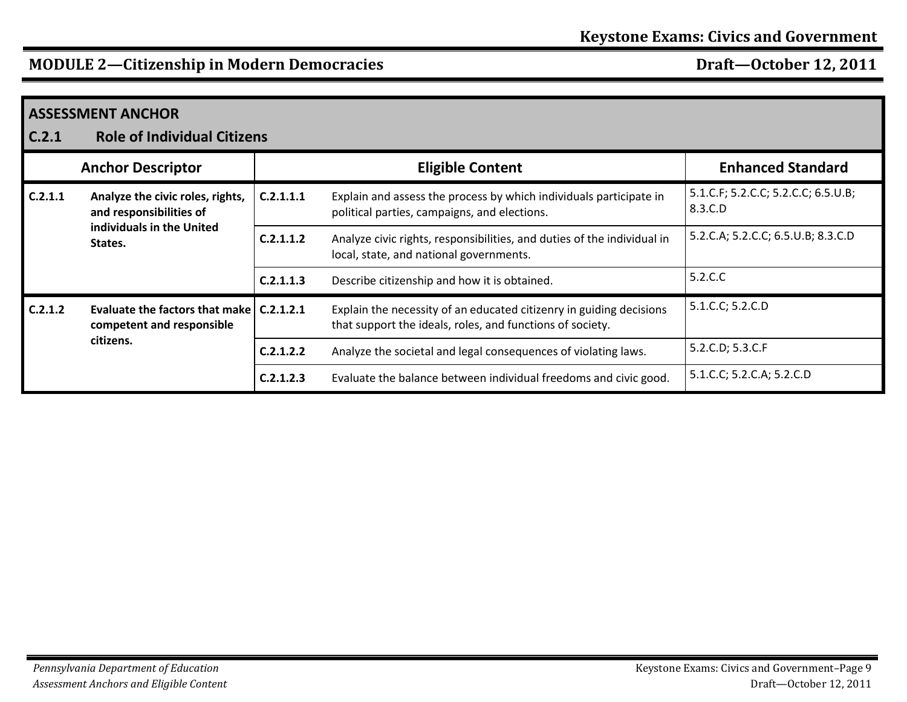## MODULE 2—Citizenship in Modern Democracies

| ASSESSMENT ANCHOR<br>C.2.1 Role of Individual Citizens | | | | |
|---|---|---|---|---|
| **Anchor Descriptor** | | **Eligible Content** | | **Enhanced Standard** |
| **C.2.1.1** | **Analyze the civic roles, rights, and responsibilities of individuals in the United States.** | **C.2.1.1.1** | Explain and assess the process by which individuals participate in political parties, campaigns, and elections. | 5.1.C.F; 5.2.C.C; 5.2.C.C; 6.5.U.B; 8.3.C.D |
| | | **C.2.1.1.2** | Analyze civic rights, responsibilities, and duties of the individual in local, state, and national governments. | 5.2.C.A; 5.2.C.C; 6.5.U.B; 8.3.C.D |
| | | **C.2.1.1.3** | Describe citizenship and how it is obtained. | 5.2.C.C |
| **C.2.1.2** | **Evaluate the factors that make competent and responsible citizens.** | **C.2.1.2.1** | Explain the necessity of an educated citizenry in guiding decisions that support the ideals, roles, and functions of society. | 5.1.C.C; 5.2.C.D |
| | | **C.2.1.2.2** | Analyze the societal and legal consequences of violating laws. | 5.2.C.D; 5.3.C.F |
| | | **C.2.1.2.3** | Evaluate the balance between individual freedoms and civic good. | 5.1.C.C; 5.2.C.A; 5.2.C.D |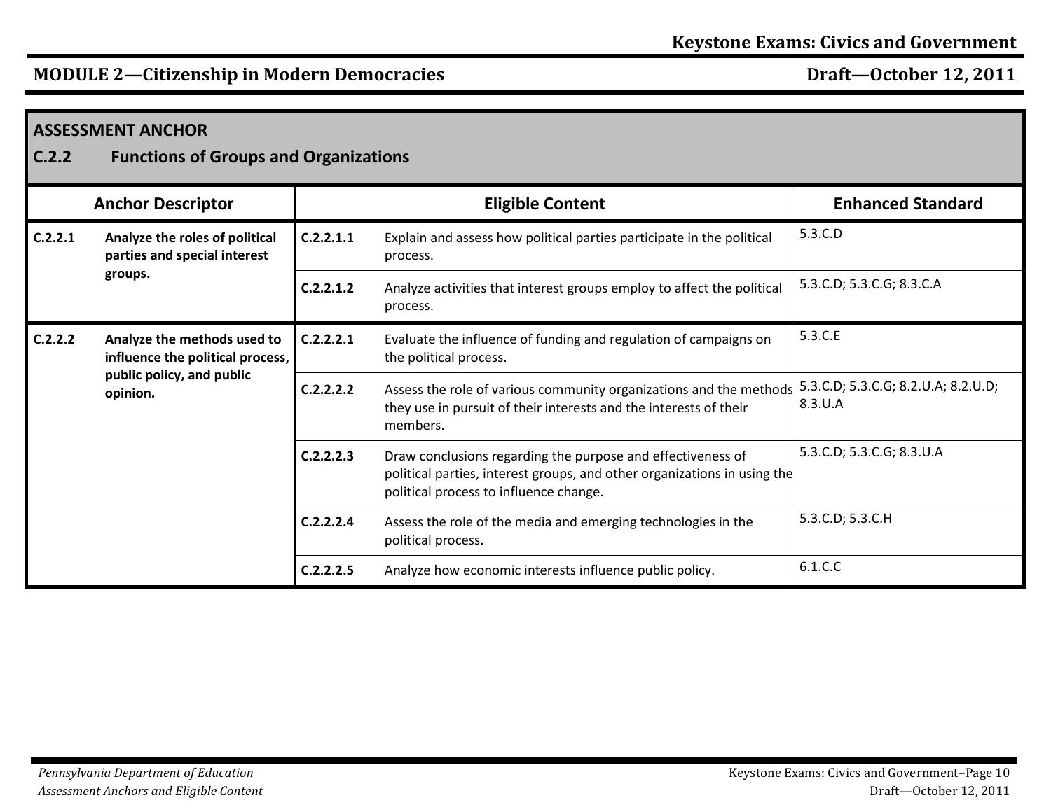## MODULE 2—Citizenship in Modern Democracies

### ASSESSMENT ANCHOR

### C.2.2 Functions of Groups and Organizations

| Anchor Descriptor | | Eligible Content | | Enhanced Standard |
|---|---|---|---|---|
| **C.2.2.1** | **Analyze the roles of political parties and special interest groups.** | **C.2.2.1.1** | Explain and assess how political parties participate in the political process. | 5.3.C.D |
| | | **C.2.2.1.2** | Analyze activities that interest groups employ to affect the political process. | 5.3.C.D; 5.3.C.G; 8.3.C.A |
| **C.2.2.2** | **Analyze the methods used to influence the political process, public policy, and public opinion.** | **C.2.2.2.1** | Evaluate the influence of funding and regulation of campaigns on the political process. | 5.3.C.E |
| | | **C.2.2.2.2** | Assess the role of various community organizations and the methods they use in pursuit of their interests and the interests of their members. | 5.3.C.D; 5.3.C.G; 8.2.U.A; 8.2.U.D; 8.3.U.A |
| | | **C.2.2.2.3** | Draw conclusions regarding the purpose and effectiveness of political parties, interest groups, and other organizations in using the political process to influence change. | 5.3.C.D; 5.3.C.G; 8.3.U.A |
| | | **C.2.2.2.4** | Assess the role of the media and emerging technologies in the political process. | 5.3.C.D; 5.3.C.H |
| | | **C.2.2.2.5** | Analyze how economic interests influence public policy. | 6.1.C.C |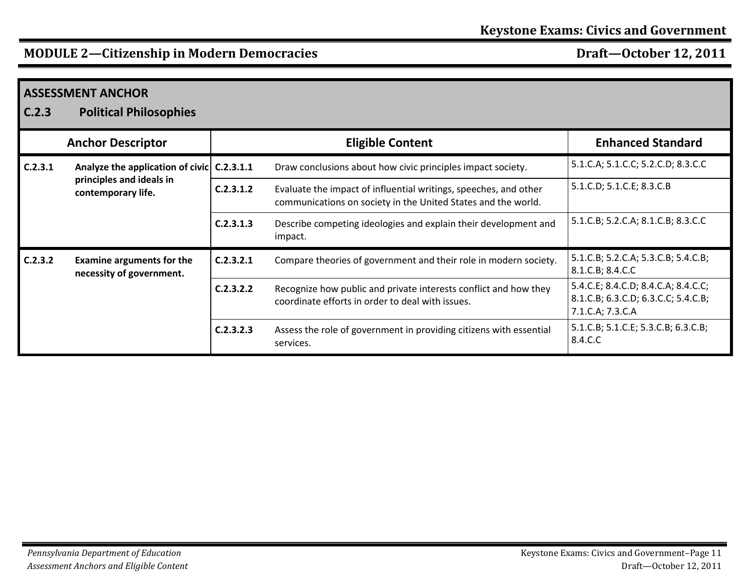## MODULE 2—Citizenship in Modern Democracies

### ASSESSMENT ANCHOR

### C.2.3 Political Philosophies

| Anchor Descriptor | | Eligible Content | | Enhanced Standard |
|---|---|---|---|---|
| **C.2.3.1** | **Analyze the application of civic principles and ideals in contemporary life.** | **C.2.3.1.1** | Draw conclusions about how civic principles impact society. | 5.1.C.A; 5.1.C.C; 5.2.C.D; 8.3.C.C |
| | | **C.2.3.1.2** | Evaluate the impact of influential writings, speeches, and other communications on society in the United States and the world. | 5.1.C.D; 5.1.C.E; 8.3.C.B |
| | | **C.2.3.1.3** | Describe competing ideologies and explain their development and impact. | 5.1.C.B; 5.2.C.A; 8.1.C.B; 8.3.C.C |
| **C.2.3.2** | **Examine arguments for the necessity of government.** | **C.2.3.2.1** | Compare theories of government and their role in modern society. | 5.1.C.B; 5.2.C.A; 5.3.C.B; 5.4.C.B; 8.1.C.B; 8.4.C.C |
| | | **C.2.3.2.2** | Recognize how public and private interests conflict and how they coordinate efforts in order to deal with issues. | 5.4.C.E; 8.4.C.D; 8.4.C.A; 8.4.C.C; 8.1.C.B; 6.3.C.D; 6.3.C.C; 5.4.C.B; 7.1.C.A; 7.3.C.A |
| | | **C.2.3.2.3** | Assess the role of government in providing citizens with essential services. | 5.1.C.B; 5.1.C.E; 5.3.C.B; 6.3.C.B; 8.4.C.C |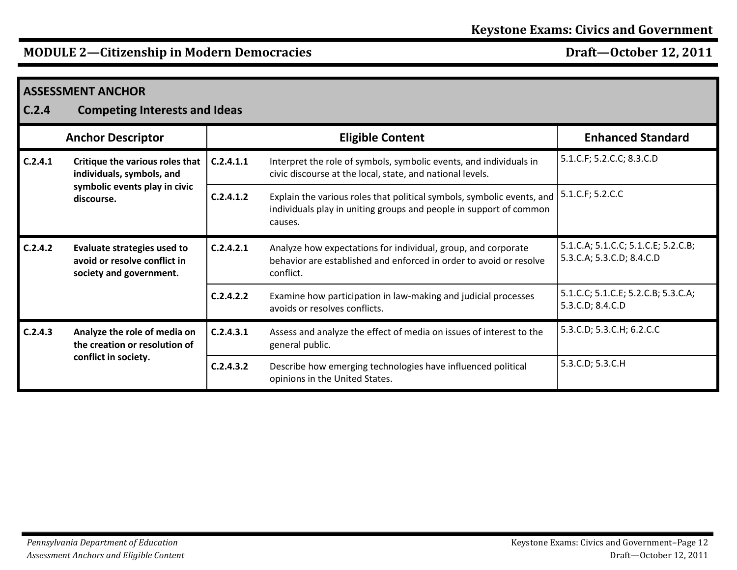## ASSESSMENT ANCHOR

## C.2.4 Competing Interests and Ideas

| Anchor Descriptor | | Eligible Content | | Enhanced Standard |
|---|---|---|---|---|
| **C.2.4.1** | **Critique the various roles that individuals, symbols, and symbolic events play in civic discourse.** | **C.2.4.1.1** | Interpret the role of symbols, symbolic events, and individuals in civic discourse at the local, state, and national levels. | 5.1.C.F; 5.2.C.C; 8.3.C.D |
| | | **C.2.4.1.2** | Explain the various roles that political symbols, symbolic events, and individuals play in uniting groups and people in support of common causes. | 5.1.C.F; 5.2.C.C |
| **C.2.4.2** | **Evaluate strategies used to avoid or resolve conflict in society and government.** | **C.2.4.2.1** | Analyze how expectations for individual, group, and corporate behavior are established and enforced in order to avoid or resolve conflict. | 5.1.C.A; 5.1.C.C; 5.1.C.E; 5.2.C.B; 5.3.C.A; 5.3.C.D; 8.4.C.D |
| | | **C.2.4.2.2** | Examine how participation in law-making and judicial processes avoids or resolves conflicts. | 5.1.C.C; 5.1.C.E; 5.2.C.B; 5.3.C.A; 5.3.C.D; 8.4.C.D |
| **C.2.4.3** | **Analyze the role of media on the creation or resolution of conflict in society.** | **C.2.4.3.1** | Assess and analyze the effect of media on issues of interest to the general public. | 5.3.C.D; 5.3.C.H; 6.2.C.C |
| | | **C.2.4.3.2** | Describe how emerging technologies have influenced political opinions in the United States. | 5.3.C.D; 5.3.C.H |